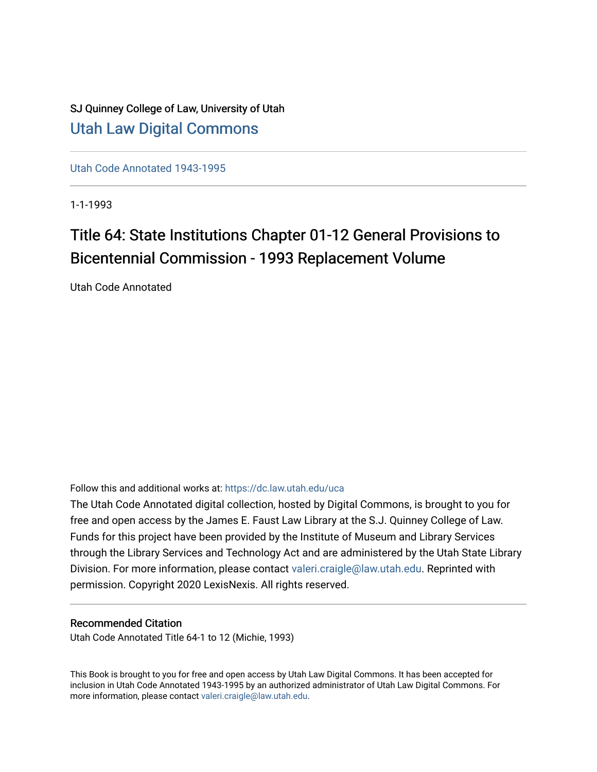SJ Quinney College of Law, University of Utah

## Utah Law Digital Commons

Utah Code Annotated 1943-1995

1-1-1993

# Title 64: State Institutions Chapter 01-12 General Provisions to Bicentennial Commission - 1993 Replacement Volume

Utah Code Annotated

Follow this and additional works at: https://dc.law.utah.edu/uca

The Utah Code Annotated digital collection, hosted by Digital Commons, is brought to you for free and open access by the James E. Faust Law Library at the S.J. Quinney College of Law. Funds for this project have been provided by the Institute of Museum and Library Services through the Library Services and Technology Act and are administered by the Utah State Library Division. For more information, please contact valeri.craigle@law.utah.edu. Reprinted with permission. Copyright 2020 LexisNexis. All rights reserved.

### Recommended Citation

Utah Code Annotated Title 64-1 to 12 (Michie, 1993)

This Book is brought to you for free and open access by Utah Law Digital Commons. It has been accepted for inclusion in Utah Code Annotated 1943-1995 by an authorized administrator of Utah Law Digital Commons. For more information, please contact valeri.craigle@law.utah.edu.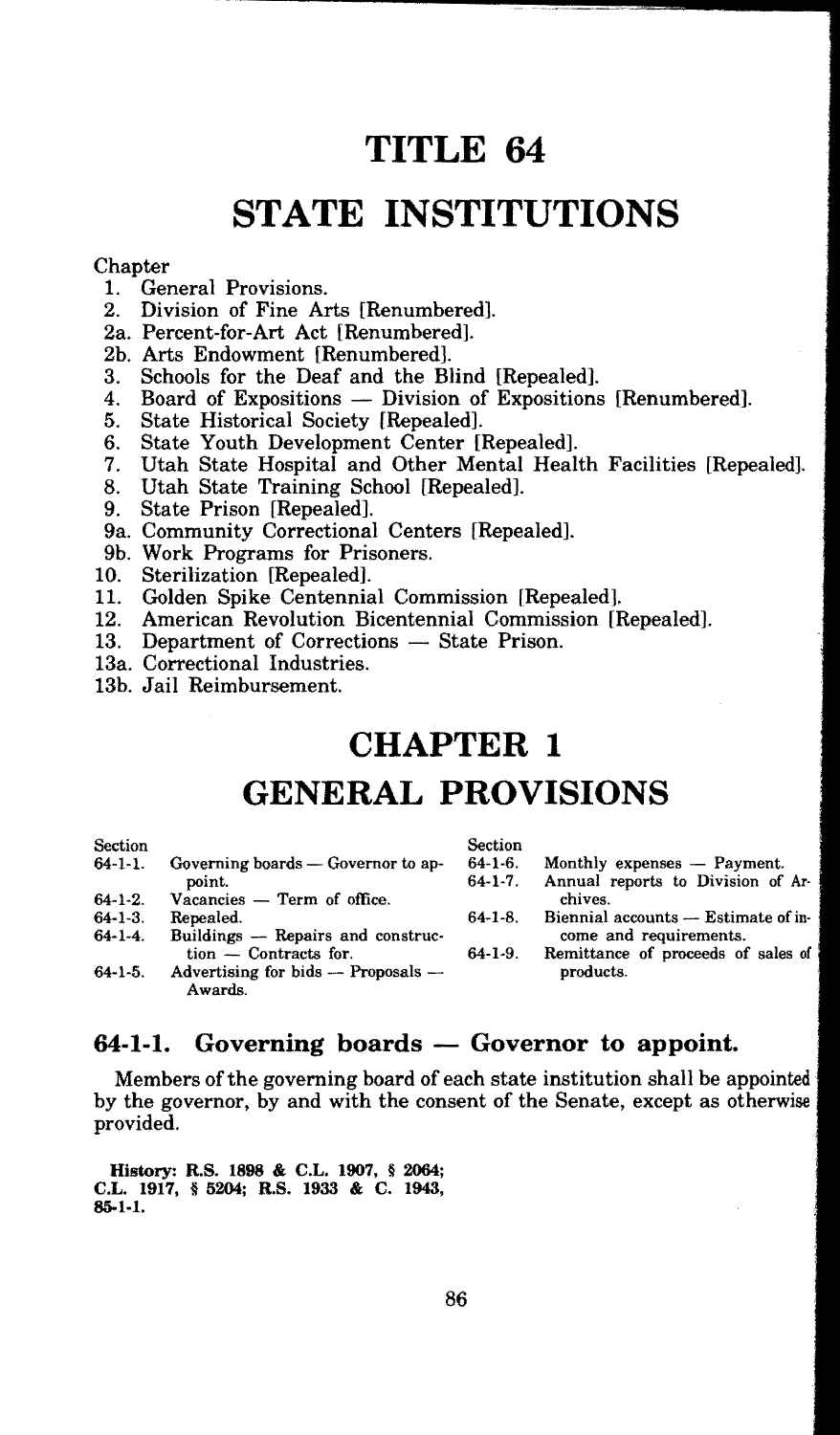# TITLE 64

# STATE INSTITUTIONS

Chapter

1. General Provisions.
2. Division of Fine Arts [Renumbered].
2a. Percent-for-Art Act [Renumbered].
2b. Arts Endowment [Renumbered].
3. Schools for the Deaf and the Blind [Repealed].
4. Board of Expositions — Division of Expositions [Renumbered].
5. State Historical Society [Repealed].
6. State Youth Development Center [Repealed].
7. Utah State Hospital and Other Mental Health Facilities [Repealed].
8. Utah State Training School [Repealed].
9. State Prison [Repealed].
9a. Community Correctional Centers [Repealed].
9b. Work Programs for Prisoners.
10. Sterilization [Repealed].
11. Golden Spike Centennial Commission [Repealed].
12. American Revolution Bicentennial Commission [Repealed].
13. Department of Corrections — State Prison.
13a. Correctional Industries.
13b. Jail Reimbursement.

# CHAPTER 1

# GENERAL PROVISIONS

Section
64-1-1. Governing boards — Governor to appoint.
64-1-2. Vacancies — Term of office.
64-1-3. Repealed.
64-1-4. Buildings — Repairs and construction — Contracts for.
64-1-5. Advertising for bids — Proposals — Awards.
64-1-6. Monthly expenses — Payment.
64-1-7. Annual reports to Division of Archives.
64-1-8. Biennial accounts — Estimate of income and requirements.
64-1-9. Remittance of proceeds of sales of products.

## 64-1-1. Governing boards — Governor to appoint.

Members of the governing board of each state institution shall be appointed by the governor, by and with the consent of the Senate, except as otherwise provided.

**History: R.S. 1898 & C.L. 1907, § 2064; C.L. 1917, § 5204; R.S. 1933 & C. 1943, 85-1-1.**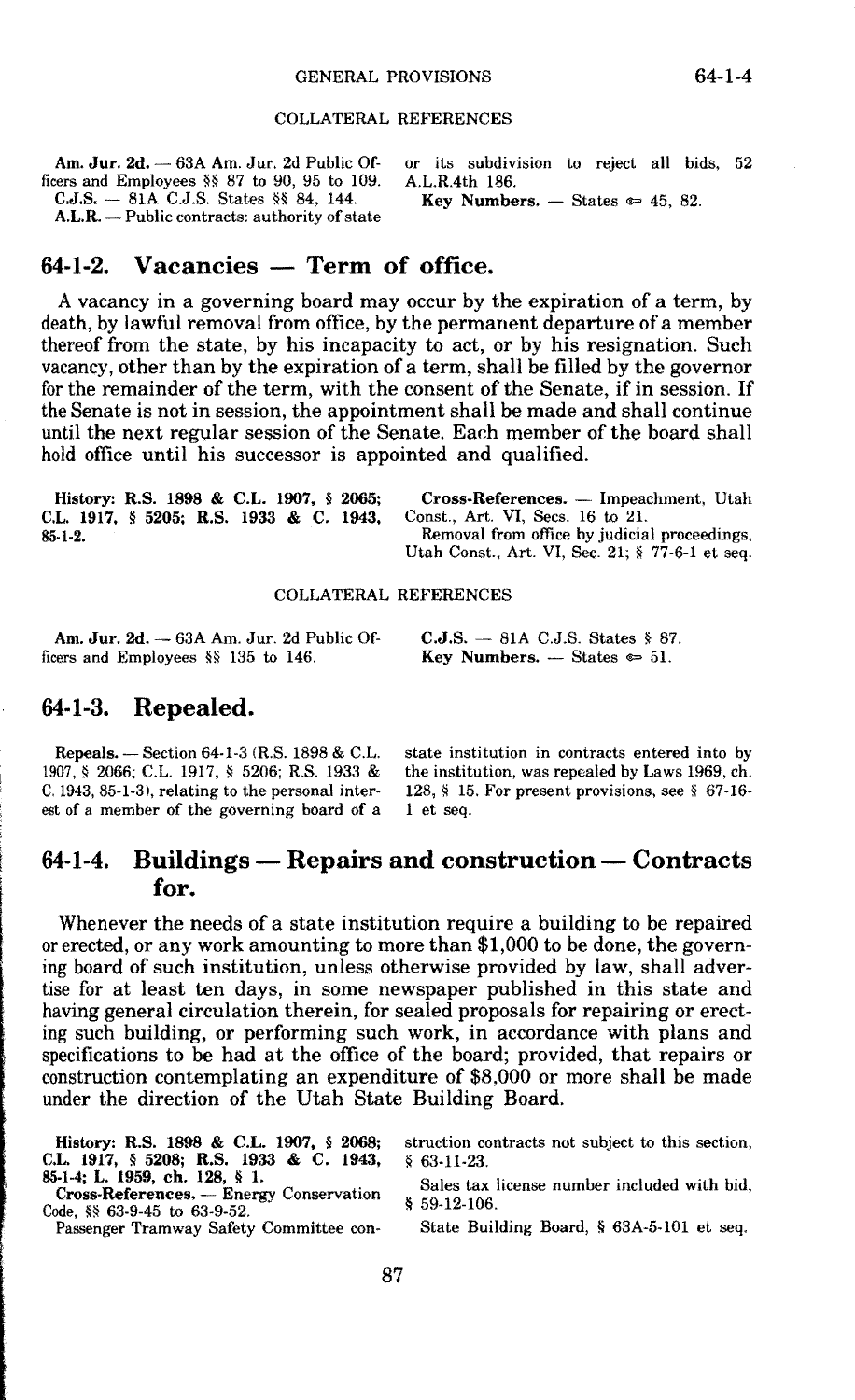COLLATERAL REFERENCES

**Am. Jur. 2d.** — 63A Am. Jur. 2d Public Officers and Employees §§ 87 to 90, 95 to 109.

**C.J.S.** — 81A C.J.S. States §§ 84, 144.

**A.L.R.** — Public contracts: authority of state or its subdivision to reject all bids, 52 A.L.R.4th 186.

**Key Numbers.** — States ⇐ 45, 82.

## 64-1-2. Vacancies — Term of office.

A vacancy in a governing board may occur by the expiration of a term, by death, by lawful removal from office, by the permanent departure of a member thereof from the state, by his incapacity to act, or by his resignation. Such vacancy, other than by the expiration of a term, shall be filled by the governor for the remainder of the term, with the consent of the Senate, if in session. If the Senate is not in session, the appointment shall be made and shall continue until the next regular session of the Senate. Each member of the board shall hold office until his successor is appointed and qualified.

**History: R.S. 1898 & C.L. 1907, § 2065; C.L. 1917, § 5205; R.S. 1933 & C. 1943, 85-1-2.**

**Cross-References.** — Impeachment, Utah Const., Art. VI, Secs. 16 to 21.

Removal from office by judicial proceedings, Utah Const., Art. VI, Sec. 21; § 77-6-1 et seq.

COLLATERAL REFERENCES

**Am. Jur. 2d.** — 63A Am. Jur. 2d Public Officers and Employees §§ 135 to 146.

**C.J.S.** — 81A C.J.S. States § 87.

**Key Numbers.** — States ⇐ 51.

## 64-1-3. Repealed.

**Repeals.** — Section 64-1-3 (R.S. 1898 & C.L. 1907, § 2066; C.L. 1917, § 5206; R.S. 1933 & C. 1943, 85-1-3), relating to the personal interest of a member of the governing board of a state institution in contracts entered into by the institution, was repealed by Laws 1969, ch. 128, § 15. For present provisions, see § 67-16-1 et seq.

## 64-1-4. Buildings — Repairs and construction — Contracts for.

Whenever the needs of a state institution require a building to be repaired or erected, or any work amounting to more than $1,000 to be done, the governing board of such institution, unless otherwise provided by law, shall advertise for at least ten days, in some newspaper published in this state and having general circulation therein, for sealed proposals for repairing or erecting such building, or performing such work, in accordance with plans and specifications to be had at the office of the board; provided, that repairs or construction contemplating an expenditure of $8,000 or more shall be made under the direction of the Utah State Building Board.

**History: R.S. 1898 & C.L. 1907, § 2068; C.L. 1917, § 5208; R.S. 1933 & C. 1943, 85-1-4; L. 1959, ch. 128, § 1.**

**Cross-References.** — Energy Conservation Code, §§ 63-9-45 to 63-9-52.

Passenger Tramway Safety Committee construction contracts not subject to this section, § 63-11-23.

Sales tax license number included with bid, § 59-12-106.

State Building Board, § 63A-5-101 et seq.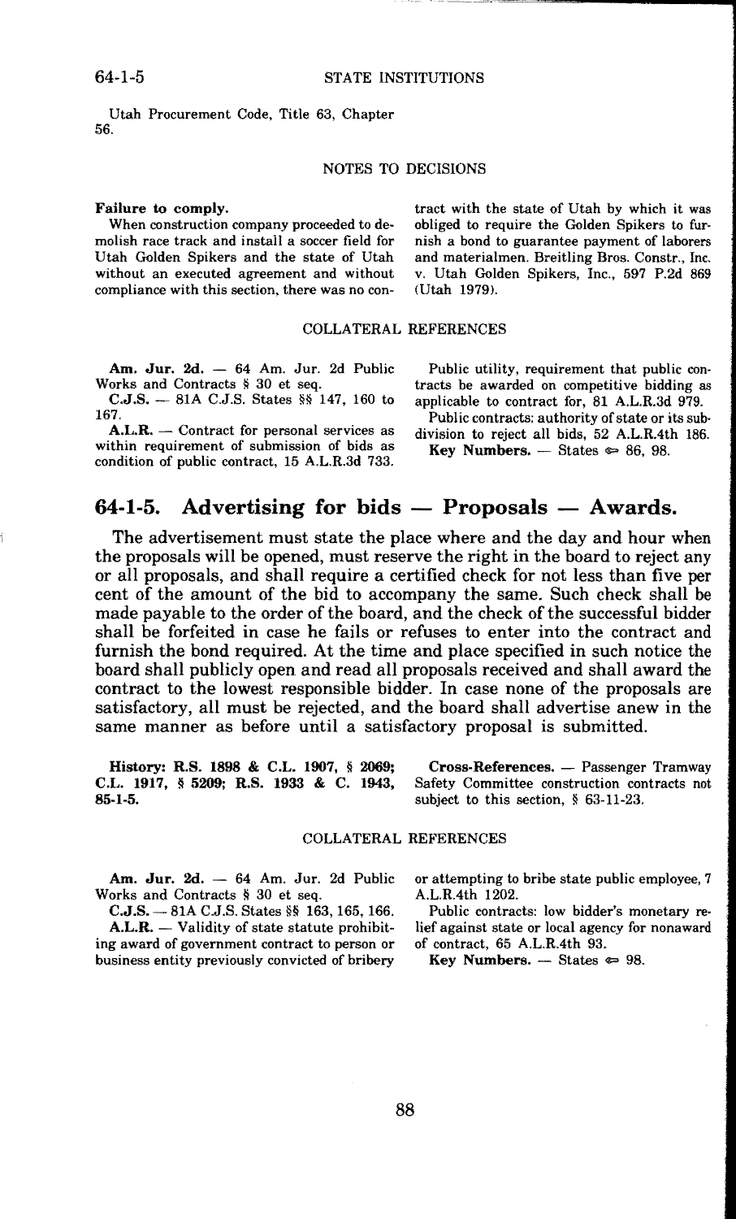Utah Procurement Code, Title 63, Chapter 56.

NOTES TO DECISIONS

**Failure to comply.**

When construction company proceeded to demolish race track and install a soccer field for Utah Golden Spikers and the state of Utah without an executed agreement and without compliance with this section, there was no contract with the state of Utah by which it was obliged to require the Golden Spikers to furnish a bond to guarantee payment of laborers and materialmen. Breitling Bros. Constr., Inc. v. Utah Golden Spikers, Inc., 597 P.2d 869 (Utah 1979).

COLLATERAL REFERENCES

**Am. Jur. 2d.** — 64 Am. Jur. 2d Public Works and Contracts § 30 et seq.

**C.J.S.** — 81A C.J.S. States §§ 147, 160 to 167.

**A.L.R.** — Contract for personal services as within requirement of submission of bids as condition of public contract, 15 A.L.R.3d 733.

Public utility, requirement that public contracts be awarded on competitive bidding as applicable to contract for, 81 A.L.R.3d 979.

Public contracts: authority of state or its subdivision to reject all bids, 52 A.L.R.4th 186.

**Key Numbers.** — States ⟹ 86, 98.

## 64-1-5. Advertising for bids — Proposals — Awards.

The advertisement must state the place where and the day and hour when the proposals will be opened, must reserve the right in the board to reject any or all proposals, and shall require a certified check for not less than five per cent of the amount of the bid to accompany the same. Such check shall be made payable to the order of the board, and the check of the successful bidder shall be forfeited in case he fails or refuses to enter into the contract and furnish the bond required. At the time and place specified in such notice the board shall publicly open and read all proposals received and shall award the contract to the lowest responsible bidder. In case none of the proposals are satisfactory, all must be rejected, and the board shall advertise anew in the same manner as before until a satisfactory proposal is submitted.

**History: R.S. 1898 & C.L. 1907, § 2069; C.L. 1917, § 5209; R.S. 1933 & C. 1943, 85-1-5.**

**Cross-References.** — Passenger Tramway Safety Committee construction contracts not subject to this section, § 63-11-23.

COLLATERAL REFERENCES

**Am. Jur. 2d.** — 64 Am. Jur. 2d Public Works and Contracts § 30 et seq.

**C.J.S.** — 81A C.J.S. States §§ 163, 165, 166.

**A.L.R.** — Validity of state statute prohibiting award of government contract to person or business entity previously convicted of bribery or attempting to bribe state public employee, 7 A.L.R.4th 1202.

Public contracts: low bidder's monetary relief against state or local agency for nonaward of contract, 65 A.L.R.4th 93.

**Key Numbers.** — States ⟹ 98.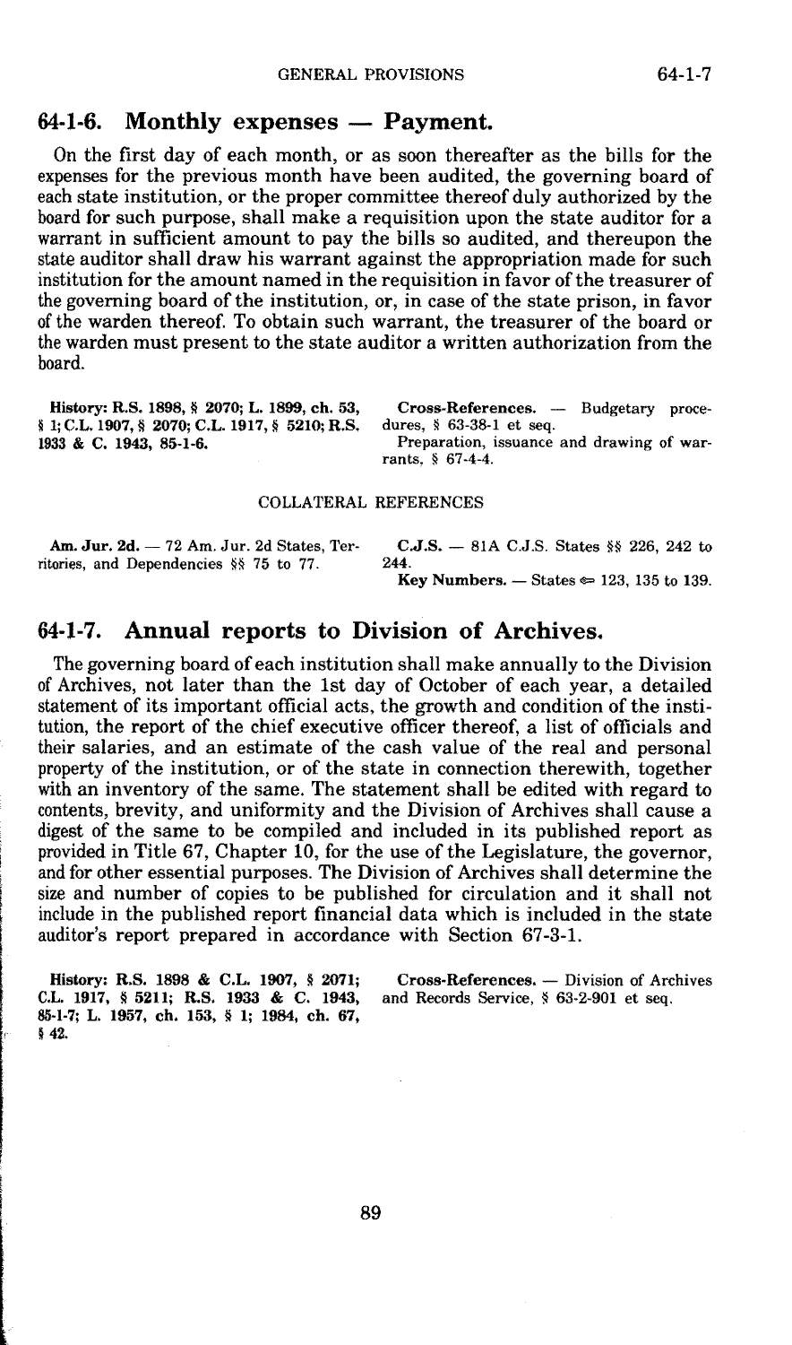## 64-1-6. Monthly expenses — Payment.

On the first day of each month, or as soon thereafter as the bills for the expenses for the previous month have been audited, the governing board of each state institution, or the proper committee thereof duly authorized by the board for such purpose, shall make a requisition upon the state auditor for a warrant in sufficient amount to pay the bills so audited, and thereupon the state auditor shall draw his warrant against the appropriation made for such institution for the amount named in the requisition in favor of the treasurer of the governing board of the institution, or, in case of the state prison, in favor of the warden thereof. To obtain such warrant, the treasurer of the board or the warden must present to the state auditor a written authorization from the board.

**History:** R.S. 1898, § 2070; L. 1899, ch. 53, § 1; C.L. 1907, § 2070; C.L. 1917, § 5210; R.S. 1933 & C. 1943, 85-1-6.

**Cross-References.** — Budgetary procedures, § 63-38-1 et seq.

Preparation, issuance and drawing of warrants, § 67-4-4.

COLLATERAL REFERENCES

**Am. Jur. 2d.** — 72 Am. Jur. 2d States, Territories, and Dependencies §§ 75 to 77.

**C.J.S.** — 81A C.J.S. States §§ 226, 242 to 244.

**Key Numbers.** — States ⇐ 123, 135 to 139.

## 64-1-7. Annual reports to Division of Archives.

The governing board of each institution shall make annually to the Division of Archives, not later than the 1st day of October of each year, a detailed statement of its important official acts, the growth and condition of the institution, the report of the chief executive officer thereof, a list of officials and their salaries, and an estimate of the cash value of the real and personal property of the institution, or of the state in connection therewith, together with an inventory of the same. The statement shall be edited with regard to contents, brevity, and uniformity and the Division of Archives shall cause a digest of the same to be compiled and included in its published report as provided in Title 67, Chapter 10, for the use of the Legislature, the governor, and for other essential purposes. The Division of Archives shall determine the size and number of copies to be published for circulation and it shall not include in the published report financial data which is included in the state auditor's report prepared in accordance with Section 67-3-1.

**History:** R.S. 1898 & C.L. 1907, § 2071; C.L. 1917, § 5211; R.S. 1933 & C. 1943, 85-1-7; L. 1957, ch. 153, § 1; 1984, ch. 67, § 42.

**Cross-References.** — Division of Archives and Records Service, § 63-2-901 et seq.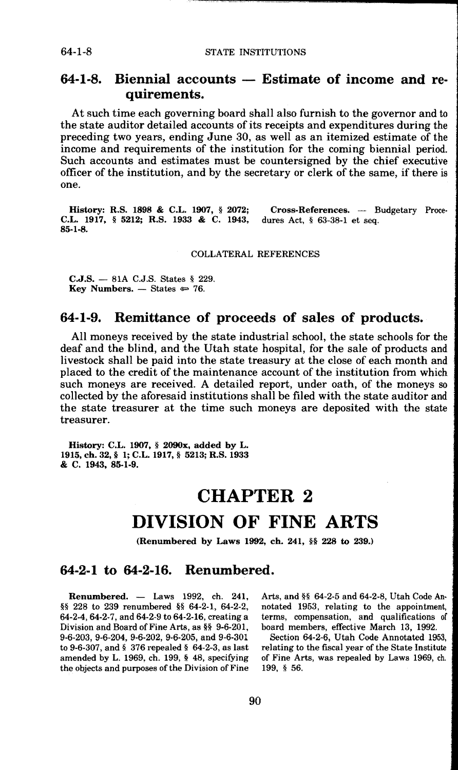## 64-1-8. Biennial accounts — Estimate of income and requirements.

At such time each governing board shall also furnish to the governor and to the state auditor detailed accounts of its receipts and expenditures during the preceding two years, ending June 30, as well as an itemized estimate of the income and requirements of the institution for the coming biennial period. Such accounts and estimates must be countersigned by the chief executive officer of the institution, and by the secretary or clerk of the same, if there is one.

**History: R.S. 1898 & C.L. 1907, § 2072; C.L. 1917, § 5212; R.S. 1933 & C. 1943, 85-1-8.**

**Cross-References.** — Budgetary Procedures Act, § 63-38-1 et seq.

COLLATERAL REFERENCES

**C.J.S.** — 81A C.J.S. States § 229.
**Key Numbers.** — States ⇐ 76.

## 64-1-9. Remittance of proceeds of sales of products.

All moneys received by the state industrial school, the state schools for the deaf and the blind, and the Utah state hospital, for the sale of products and livestock shall be paid into the state treasury at the close of each month and placed to the credit of the maintenance account of the institution from which such moneys are received. A detailed report, under oath, of the moneys so collected by the aforesaid institutions shall be filed with the state auditor and the state treasurer at the time such moneys are deposited with the state treasurer.

**History: C.L. 1907, § 2090x, added by L. 1915, ch. 32, § 1; C.L. 1917, § 5213; R.S. 1933 & C. 1943, 85-1-9.**

# CHAPTER 2
# DIVISION OF FINE ARTS

**(Renumbered by Laws 1992, ch. 241, §§ 228 to 239.)**

## 64-2-1 to 64-2-16. Renumbered.

**Renumbered.** — Laws 1992, ch. 241, §§ 228 to 239 renumbered §§ 64-2-1, 64-2-2, 64-2-4, 64-2-7, and 64-2-9 to 64-2-16, creating a Division and Board of Fine Arts, as §§ 9-6-201, 9-6-203, 9-6-204, 9-6-202, 9-6-205, and 9-6-301 to 9-6-307, and § 376 repealed § 64-2-3, as last amended by L. 1969, ch. 199, § 48, specifying the objects and purposes of the Division of Fine Arts, and §§ 64-2-5 and 64-2-8, Utah Code Annotated 1953, relating to the appointment, terms, compensation, and qualifications of board members, effective March 13, 1992.

Section 64-2-6, Utah Code Annotated 1953, relating to the fiscal year of the State Institute of Fine Arts, was repealed by Laws 1969, ch. 199, § 56.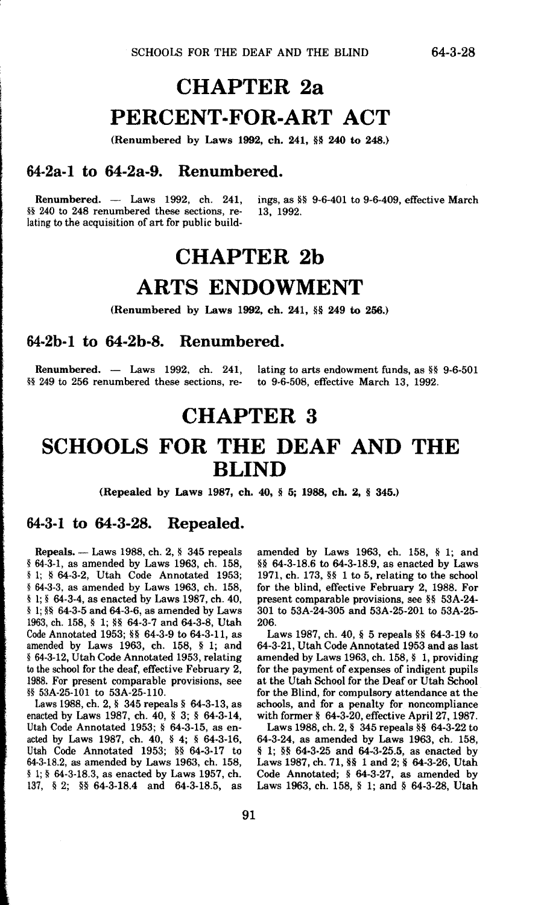# CHAPTER 2a

# PERCENT-FOR-ART ACT

(Renumbered by Laws 1992, ch. 241, §§ 240 to 248.)

## 64-2a-1 to 64-2a-9. Renumbered.

**Renumbered.** — Laws 1992, ch. 241, §§ 240 to 248 renumbered these sections, relating to the acquisition of art for public buildings, as §§ 9-6-401 to 9-6-409, effective March 13, 1992.

# CHAPTER 2b

# ARTS ENDOWMENT

(Renumbered by Laws 1992, ch. 241, §§ 249 to 256.)

## 64-2b-1 to 64-2b-8. Renumbered.

**Renumbered.** — Laws 1992, ch. 241, §§ 249 to 256 renumbered these sections, relating to arts endowment funds, as §§ 9-6-501 to 9-6-508, effective March 13, 1992.

# CHAPTER 3

# SCHOOLS FOR THE DEAF AND THE BLIND

(Repealed by Laws 1987, ch. 40, § 5; 1988, ch. 2, § 345.)

## 64-3-1 to 64-3-28. Repealed.

**Repeals.** — Laws 1988, ch. 2, § 345 repeals § 64-3-1, as amended by Laws 1963, ch. 158, § 1; § 64-3-2, Utah Code Annotated 1953; § 64-3-3, as amended by Laws 1963, ch. 158, § 1; § 64-3-4, as enacted by Laws 1987, ch. 40, § 1; §§ 64-3-5 and 64-3-6, as amended by Laws 1963, ch. 158, § 1; §§ 64-3-7 and 64-3-8, Utah Code Annotated 1953; §§ 64-3-9 to 64-3-11, as amended by Laws 1963, ch. 158, § 1; and § 64-3-12, Utah Code Annotated 1953, relating to the school for the deaf, effective February 2, 1988. For present comparable provisions, see §§ 53A-25-101 to 53A-25-110.

Laws 1988, ch. 2, § 345 repeals § 64-3-13, as enacted by Laws 1987, ch. 40, § 3; § 64-3-14, Utah Code Annotated 1953; § 64-3-15, as enacted by Laws 1987, ch. 40, § 4; § 64-3-16, Utah Code Annotated 1953; §§ 64-3-17 to 64-3-18.2, as amended by Laws 1963, ch. 158, § 1; § 64-3-18.3, as enacted by Laws 1957, ch. 137, § 2; §§ 64-3-18.4 and 64-3-18.5, as amended by Laws 1963, ch. 158, § 1; and §§ 64-3-18.6 to 64-3-18.9, as enacted by Laws 1971, ch. 173, §§ 1 to 5, relating to the school for the blind, effective February 2, 1988. For present comparable provisions, see §§ 53A-24-301 to 53A-24-305 and 53A-25-201 to 53A-25-206.

Laws 1987, ch. 40, § 5 repeals §§ 64-3-19 to 64-3-21, Utah Code Annotated 1953 and as last amended by Laws 1963, ch. 158, § 1, providing for the payment of expenses of indigent pupils at the Utah School for the Deaf or Utah School for the Blind, for compulsory attendance at the schools, and for a penalty for noncompliance with former § 64-3-20, effective April 27, 1987.

Laws 1988, ch. 2, § 345 repeals §§ 64-3-22 to 64-3-24, as amended by Laws 1963, ch. 158, § 1; §§ 64-3-25 and 64-3-25.5, as enacted by Laws 1987, ch. 71, §§ 1 and 2; § 64-3-26, Utah Code Annotated; § 64-3-27, as amended by Laws 1963, ch. 158, § 1; and § 64-3-28, Utah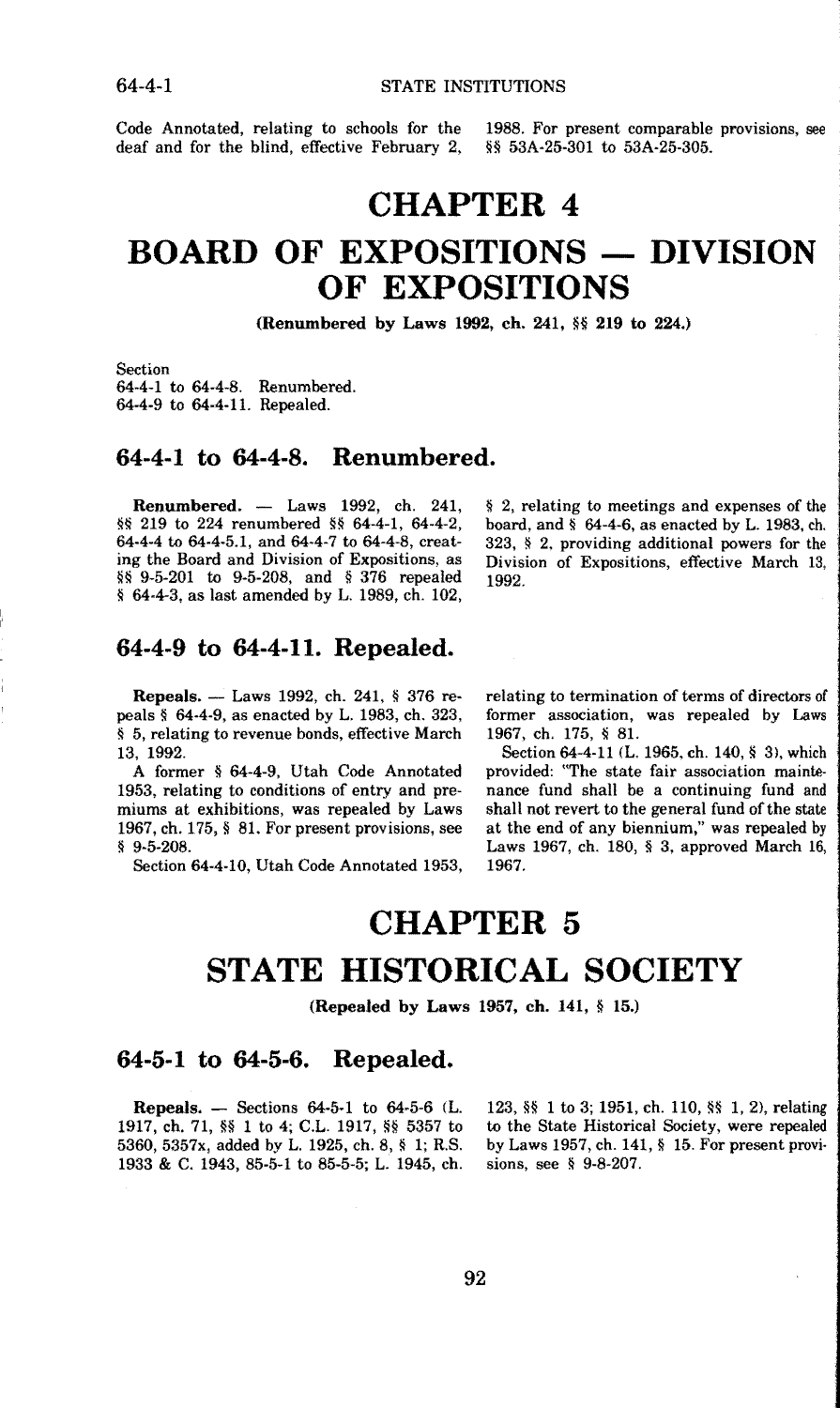Code Annotated, relating to schools for the deaf and for the blind, effective February 2, 1988. For present comparable provisions, see §§ 53A-25-301 to 53A-25-305.

# CHAPTER 4

# BOARD OF EXPOSITIONS — DIVISION OF EXPOSITIONS

(Renumbered by Laws 1992, ch. 241, §§ 219 to 224.)

Section
64-4-1 to 64-4-8. Renumbered.
64-4-9 to 64-4-11. Repealed.

## 64-4-1 to 64-4-8. Renumbered.

**Renumbered.** — Laws 1992, ch. 241, §§ 219 to 224 renumbered §§ 64-4-1, 64-4-2, 64-4-4 to 64-4-5.1, and 64-4-7 to 64-4-8, creating the Board and Division of Expositions, as §§ 9-5-201 to 9-5-208, and § 376 repealed § 64-4-3, as last amended by L. 1989, ch. 102, § 2, relating to meetings and expenses of the board, and § 64-4-6, as enacted by L. 1983, ch. 323, § 2, providing additional powers for the Division of Expositions, effective March 13, 1992.

## 64-4-9 to 64-4-11. Repealed.

**Repeals.** — Laws 1992, ch. 241, § 376 repeals § 64-4-9, as enacted by L. 1983, ch. 323, § 5, relating to revenue bonds, effective March 13, 1992.

A former § 64-4-9, Utah Code Annotated 1953, relating to conditions of entry and premiums at exhibitions, was repealed by Laws 1967, ch. 175, § 81. For present provisions, see § 9-5-208.

Section 64-4-10, Utah Code Annotated 1953, relating to termination of terms of directors of former association, was repealed by Laws 1967, ch. 175, § 81.

Section 64-4-11 (L. 1965, ch. 140, § 3), which provided: "The state fair association maintenance fund shall be a continuing fund and shall not revert to the general fund of the state at the end of any biennium," was repealed by Laws 1967, ch. 180, § 3, approved March 16, 1967.

# CHAPTER 5

# STATE HISTORICAL SOCIETY

(Repealed by Laws 1957, ch. 141, § 15.)

## 64-5-1 to 64-5-6. Repealed.

**Repeals.** — Sections 64-5-1 to 64-5-6 (L. 1917, ch. 71, §§ 1 to 4; C.L. 1917, §§ 5357 to 5360, 5357x, added by L. 1925, ch. 8, § 1; R.S. 1933 & C. 1943, 85-5-1 to 85-5-5; L. 1945, ch. 123, §§ 1 to 3; 1951, ch. 110, §§ 1, 2), relating to the State Historical Society, were repealed by Laws 1957, ch. 141, § 15. For present provisions, see § 9-8-207.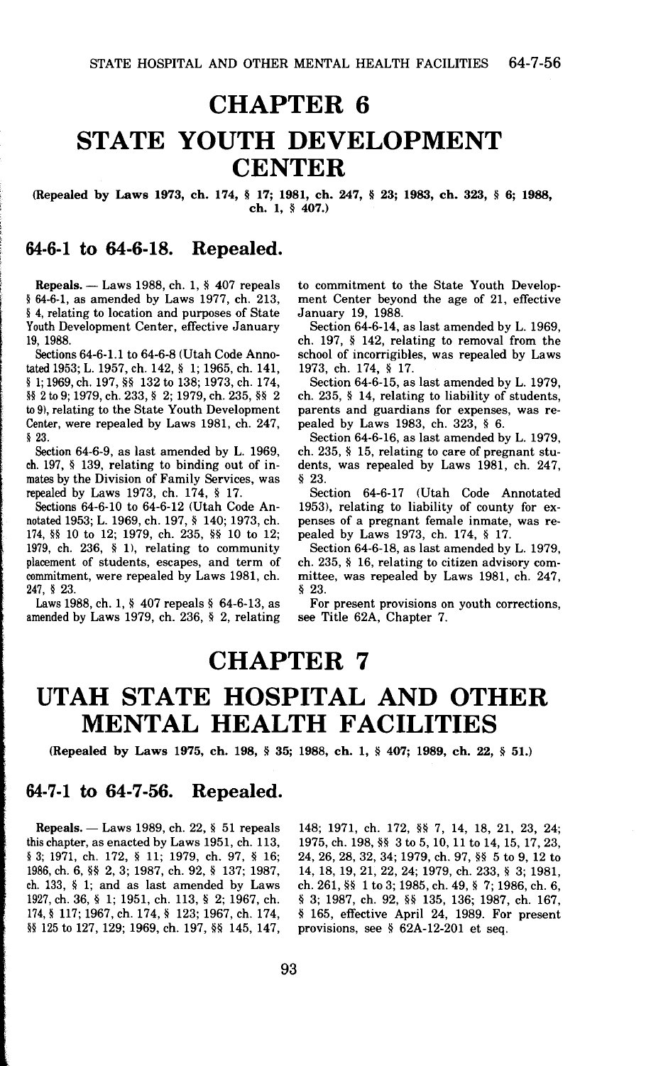# CHAPTER 6

# STATE YOUTH DEVELOPMENT CENTER

**(Repealed by Laws 1973, ch. 174, § 17; 1981, ch. 247, § 23; 1983, ch. 323, § 6; 1988, ch. 1, § 407.)**

## 64-6-1 to 64-6-18. Repealed.

**Repeals.** — Laws 1988, ch. 1, § 407 repeals § 64-6-1, as amended by Laws 1977, ch. 213, § 4, relating to location and purposes of State Youth Development Center, effective January 19, 1988.

Sections 64-6-1.1 to 64-6-8 (Utah Code Annotated 1953; L. 1957, ch. 142, § 1; 1965, ch. 141, § 1; 1969, ch. 197, §§ 132 to 138; 1973, ch. 174, §§ 2 to 9; 1979, ch. 233, § 2; 1979, ch. 235, §§ 2 to 9), relating to the State Youth Development Center, were repealed by Laws 1981, ch. 247, § 23.

Section 64-6-9, as last amended by L. 1969, ch. 197, § 139, relating to binding out of inmates by the Division of Family Services, was repealed by Laws 1973, ch. 174, § 17.

Sections 64-6-10 to 64-6-12 (Utah Code Annotated 1953; L. 1969, ch. 197, § 140; 1973, ch. 174, §§ 10 to 12; 1979, ch. 235, §§ 10 to 12; 1979, ch. 236, § 1), relating to community placement of students, escapes, and term of commitment, were repealed by Laws 1981, ch. 247, § 23.

Laws 1988, ch. 1, § 407 repeals § 64-6-13, as amended by Laws 1979, ch. 236, § 2, relating to commitment to the State Youth Development Center beyond the age of 21, effective January 19, 1988.

Section 64-6-14, as last amended by L. 1969, ch. 197, § 142, relating to removal from the school of incorrigibles, was repealed by Laws 1973, ch. 174, § 17.

Section 64-6-15, as last amended by L. 1979, ch. 235, § 14, relating to liability of students, parents and guardians for expenses, was repealed by Laws 1983, ch. 323, § 6.

Section 64-6-16, as last amended by L. 1979, ch. 235, § 15, relating to care of pregnant students, was repealed by Laws 1981, ch. 247, § 23.

Section 64-6-17 (Utah Code Annotated 1953), relating to liability of county for expenses of a pregnant female inmate, was repealed by Laws 1973, ch. 174, § 17.

Section 64-6-18, as last amended by L. 1979, ch. 235, § 16, relating to citizen advisory committee, was repealed by Laws 1981, ch. 247, § 23.

For present provisions on youth corrections, see Title 62A, Chapter 7.

# CHAPTER 7

# UTAH STATE HOSPITAL AND OTHER MENTAL HEALTH FACILITIES

**(Repealed by Laws 1975, ch. 198, § 35; 1988, ch. 1, § 407; 1989, ch. 22, § 51.)**

## 64-7-1 to 64-7-56. Repealed.

**Repeals.** — Laws 1989, ch. 22, § 51 repeals this chapter, as enacted by Laws 1951, ch. 113, § 3; 1971, ch. 172, § 11; 1979, ch. 97, § 16; 1986, ch. 6, §§ 2, 3; 1987, ch. 92, § 137; 1987, ch. 133, § 1; and as last amended by Laws 1927, ch. 36, § 1; 1951, ch. 113, § 2; 1967, ch. 174, § 117; 1967, ch. 174, § 123; 1967, ch. 174, §§ 125 to 127, 129; 1969, ch. 197, §§ 145, 147, 148; 1971, ch. 172, §§ 7, 14, 18, 21, 23, 24; 1975, ch. 198, §§ 3 to 5, 10, 11 to 14, 15, 17, 23, 24, 26, 28, 32, 34; 1979, ch. 97, §§ 5 to 9, 12 to 14, 18, 19, 21, 22, 24; 1979, ch. 233, § 3; 1981, ch. 261, §§ 1 to 3; 1985, ch. 49, § 7; 1986, ch. 6, § 3; 1987, ch. 92, §§ 135, 136; 1987, ch. 167, § 165, effective April 24, 1989. For present provisions, see § 62A-12-201 et seq.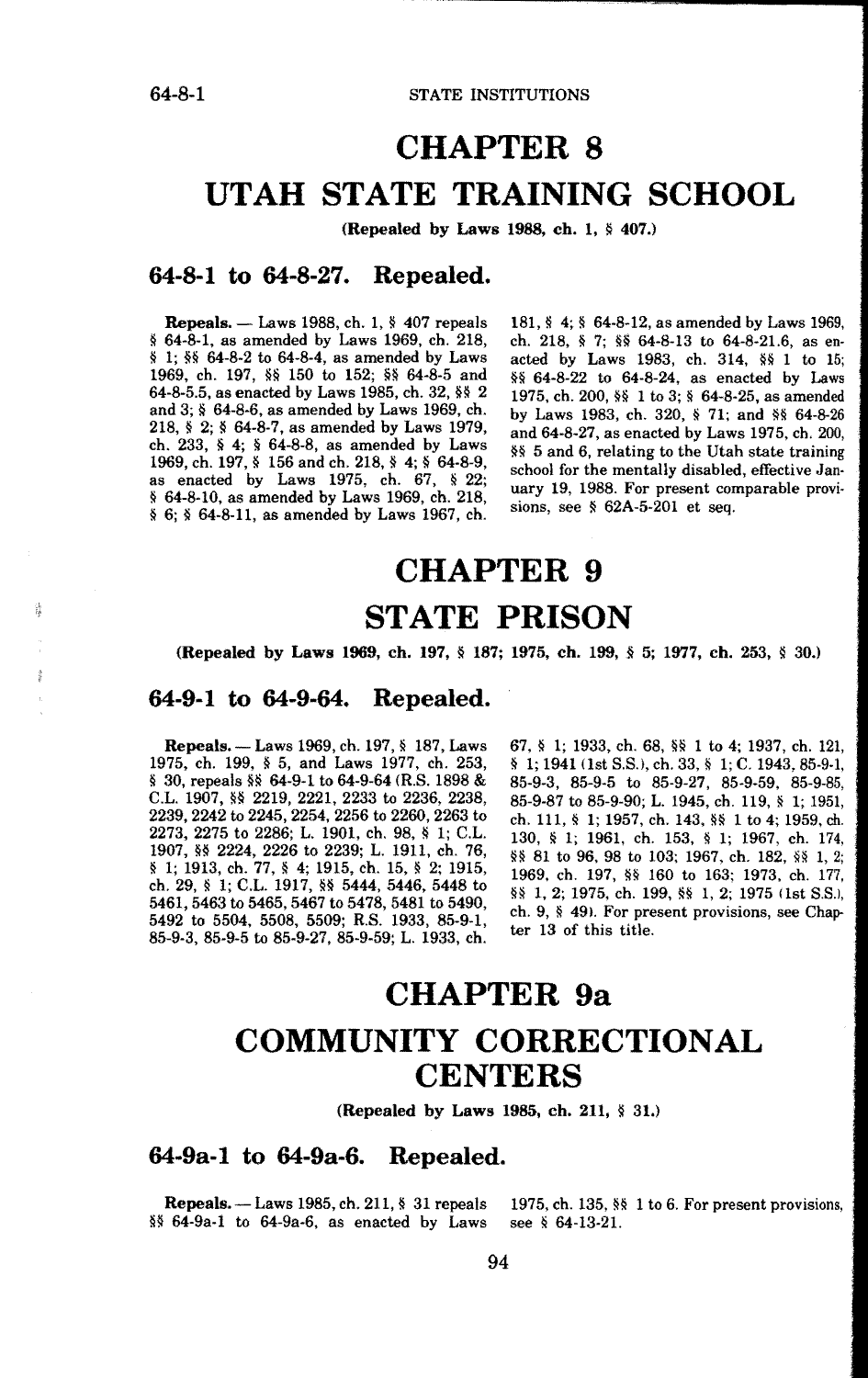# CHAPTER 8

# UTAH STATE TRAINING SCHOOL

**(Repealed by Laws 1988, ch. 1, § 407.)**

## 64-8-1 to 64-8-27. Repealed.

**Repeals.** — Laws 1988, ch. 1, § 407 repeals § 64-8-1, as amended by Laws 1969, ch. 218, § 1; §§ 64-8-2 to 64-8-4, as amended by Laws 1969, ch. 197, §§ 150 to 152; §§ 64-8-5 and 64-8-5.5, as enacted by Laws 1985, ch. 32, §§ 2 and 3; § 64-8-6, as amended by Laws 1969, ch. 218, § 2; § 64-8-7, as amended by Laws 1979, ch. 233, § 4; § 64-8-8, as amended by Laws 1969, ch. 197, § 156 and ch. 218, § 4; § 64-8-9, as enacted by Laws 1975, ch. 67, § 22; § 64-8-10, as amended by Laws 1969, ch. 218, § 6; § 64-8-11, as amended by Laws 1967, ch. 181, § 4; § 64-8-12, as amended by Laws 1969, ch. 218, § 7; §§ 64-8-13 to 64-8-21.6, as enacted by Laws 1983, ch. 314, §§ 1 to 15; §§ 64-8-22 to 64-8-24, as enacted by Laws 1975, ch. 200, §§ 1 to 3; § 64-8-25, as amended by Laws 1983, ch. 320, § 71; and §§ 64-8-26 and 64-8-27, as enacted by Laws 1975, ch. 200, §§ 5 and 6, relating to the Utah state training school for the mentally disabled, effective January 19, 1988. For present comparable provisions, see § 62A-5-201 et seq.

# CHAPTER 9

# STATE PRISON

**(Repealed by Laws 1969, ch. 197, § 187; 1975, ch. 199, § 5; 1977, ch. 253, § 30.)**

## 64-9-1 to 64-9-64. Repealed.

**Repeals.** — Laws 1969, ch. 197, § 187, Laws 1975, ch. 199, § 5, and Laws 1977, ch. 253, § 30, repeals §§ 64-9-1 to 64-9-64 (R.S. 1898 & C.L. 1907, §§ 2219, 2221, 2233 to 2236, 2238, 2239, 2242 to 2245, 2254, 2256 to 2260, 2263 to 2273, 2275 to 2286; L. 1901, ch. 98, § 1; C.L. 1907, §§ 2224, 2226 to 2239; L. 1911, ch. 76, § 1; 1913, ch. 77, § 4; 1915, ch. 15, § 2; 1915, ch. 29, § 1; C.L. 1917, §§ 5444, 5446, 5448 to 5461, 5463 to 5465, 5467 to 5478, 5481 to 5490, 5492 to 5504, 5508, 5509; R.S. 1933, 85-9-1, 85-9-3, 85-9-5 to 85-9-27, 85-9-59; L. 1933, ch. 67, § 1; 1933, ch. 68, §§ 1 to 4; 1937, ch. 121, § 1; 1941 (1st S.S.), ch. 33, § 1; C. 1943, 85-9-1, 85-9-3, 85-9-5 to 85-9-27, 85-9-59, 85-9-85, 85-9-87 to 85-9-90; L. 1945, ch. 119, § 1; 1951, ch. 111, § 1; 1957, ch. 143, §§ 1 to 4; 1959, ch. 130, § 1; 1961, ch. 153, § 1; 1967, ch. 174, §§ 81 to 96, 98 to 103; 1967, ch. 182, §§ 1, 2; 1969, ch. 197, §§ 160 to 163; 1973, ch. 177, §§ 1, 2; 1975, ch. 199, §§ 1, 2; 1975 (1st S.S.), ch. 9, § 49). For present provisions, see Chapter 13 of this title.

# CHAPTER 9a

# COMMUNITY CORRECTIONAL CENTERS

**(Repealed by Laws 1985, ch. 211, § 31.)**

## 64-9a-1 to 64-9a-6. Repealed.

**Repeals.** — Laws 1985, ch. 211, § 31 repeals §§ 64-9a-1 to 64-9a-6, as enacted by Laws 1975, ch. 135, §§ 1 to 6. For present provisions, see § 64-13-21.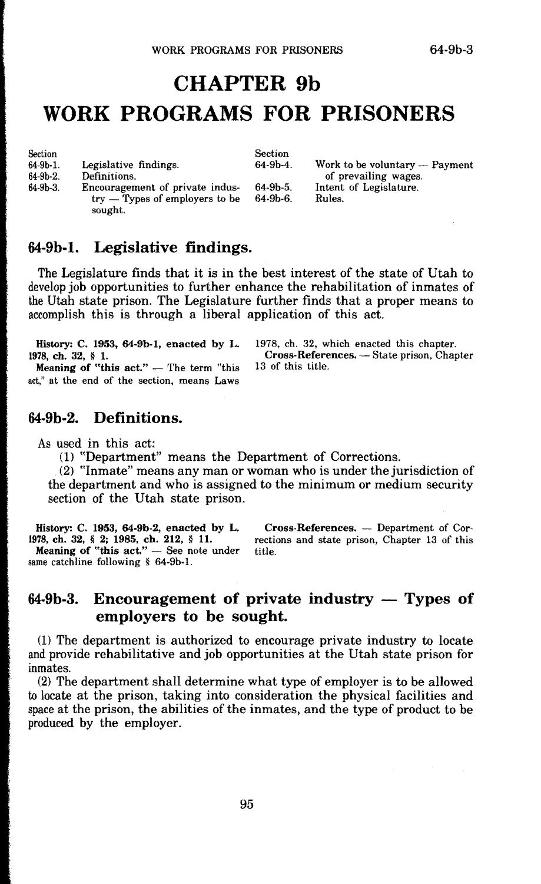# CHAPTER 9b

# WORK PROGRAMS FOR PRISONERS

| Section | | Section | |
|---|---|---|---|
| 64-9b-1. | Legislative findings. | 64-9b-4. | Work to be voluntary — Payment of prevailing wages. |
| 64-9b-2. | Definitions. | 64-9b-5. | Intent of Legislature. |
| 64-9b-3. | Encouragement of private industry — Types of employers to be sought. | 64-9b-6. | Rules. |

## 64-9b-1. Legislative findings.

The Legislature finds that it is in the best interest of the state of Utah to develop job opportunities to further enhance the rehabilitation of inmates of the Utah state prison. The Legislature further finds that a proper means to accomplish this is through a liberal application of this act.

**History: C. 1953, 64-9b-1, enacted by L. 1978, ch. 32, § 1.**

**Meaning of "this act."** — The term "this act," at the end of the section, means Laws 1978, ch. 32, which enacted this chapter.

**Cross-References.** — State prison, Chapter 13 of this title.

## 64-9b-2. Definitions.

As used in this act:

(1) "Department" means the Department of Corrections.

(2) "Inmate" means any man or woman who is under the jurisdiction of the department and who is assigned to the minimum or medium security section of the Utah state prison.

**History: C. 1953, 64-9b-2, enacted by L. 1978, ch. 32, § 2; 1985, ch. 212, § 11.**

**Meaning of "this act."** — See note under same catchline following § 64-9b-1.

**Cross-References.** — Department of Corrections and state prison, Chapter 13 of this title.

## 64-9b-3. Encouragement of private industry — Types of employers to be sought.

(1) The department is authorized to encourage private industry to locate and provide rehabilitative and job opportunities at the Utah state prison for inmates.

(2) The department shall determine what type of employer is to be allowed to locate at the prison, taking into consideration the physical facilities and space at the prison, the abilities of the inmates, and the type of product to be produced by the employer.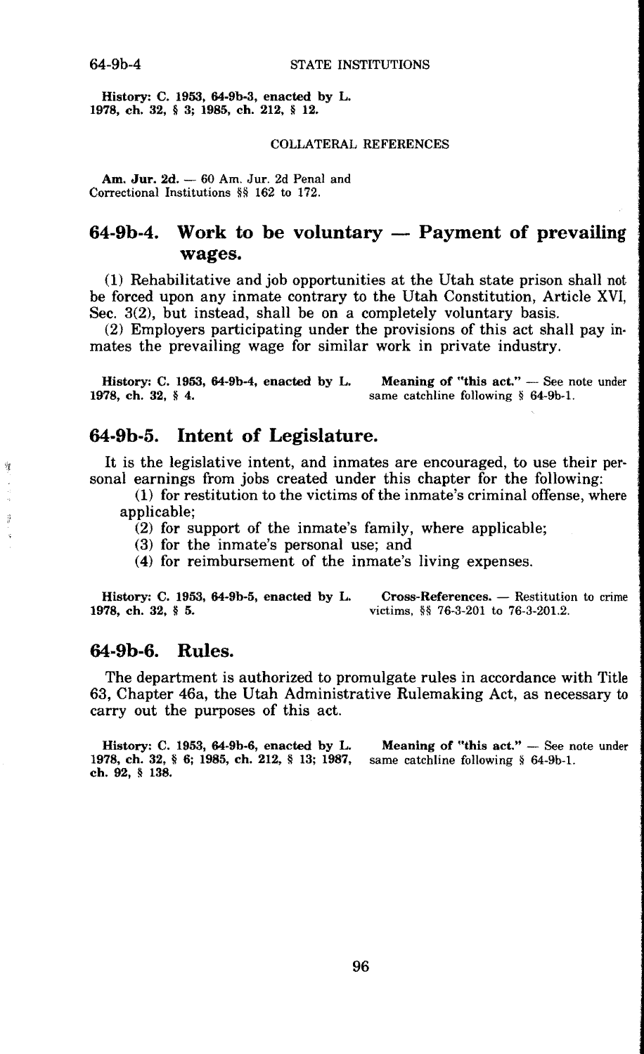**History:** C. 1953, 64-9b-3, enacted by L. 1978, ch. 32, § 3; 1985, ch. 212, § 12.

COLLATERAL REFERENCES

**Am. Jur. 2d.** — 60 Am. Jur. 2d Penal and Correctional Institutions §§ 162 to 172.

## 64-9b-4. Work to be voluntary — Payment of prevailing wages.

(1) Rehabilitative and job opportunities at the Utah state prison shall not be forced upon any inmate contrary to the Utah Constitution, Article XVI, Sec. 3(2), but instead, shall be on a completely voluntary basis.

(2) Employers participating under the provisions of this act shall pay inmates the prevailing wage for similar work in private industry.

**History:** C. 1953, 64-9b-4, enacted by L. 1978, ch. 32, § 4.

**Meaning of "this act."** — See note under same catchline following § 64-9b-1.

## 64-9b-5. Intent of Legislature.

It is the legislative intent, and inmates are encouraged, to use their personal earnings from jobs created under this chapter for the following:

(1) for restitution to the victims of the inmate's criminal offense, where applicable;

(2) for support of the inmate's family, where applicable;

(3) for the inmate's personal use; and

(4) for reimbursement of the inmate's living expenses.

**History:** C. 1953, 64-9b-5, enacted by L. 1978, ch. 32, § 5.

**Cross-References.** — Restitution to crime victims, §§ 76-3-201 to 76-3-201.2.

## 64-9b-6. Rules.

The department is authorized to promulgate rules in accordance with Title 63, Chapter 46a, the Utah Administrative Rulemaking Act, as necessary to carry out the purposes of this act.

**History:** C. 1953, 64-9b-6, enacted by L. 1978, ch. 32, § 6; 1985, ch. 212, § 13; 1987, ch. 92, § 138.

**Meaning of "this act."** — See note under same catchline following § 64-9b-1.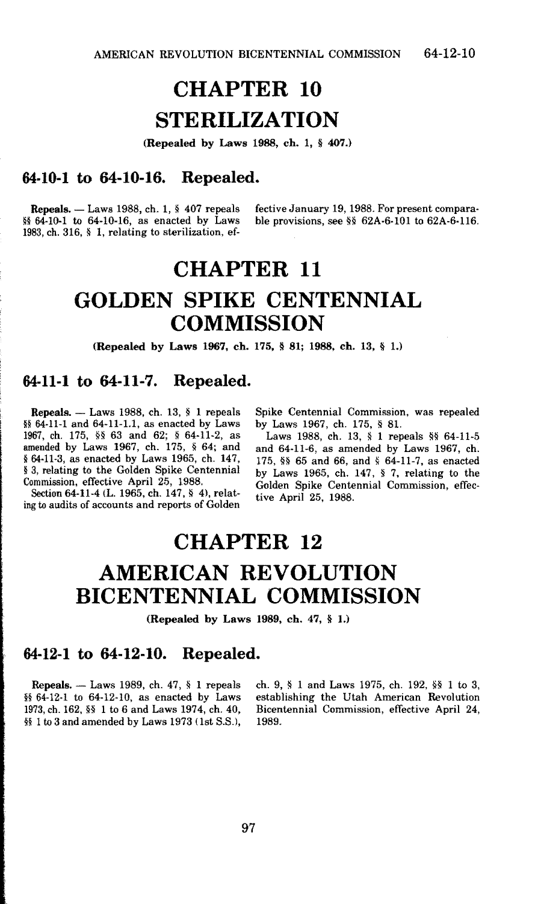# CHAPTER 10

# STERILIZATION

(Repealed by Laws 1988, ch. 1, § 407.)

## 64-10-1 to 64-10-16. Repealed.

**Repeals.** — Laws 1988, ch. 1, § 407 repeals §§ 64-10-1 to 64-10-16, as enacted by Laws 1983, ch. 316, § 1, relating to sterilization, effective January 19, 1988. For present comparable provisions, see §§ 62A-6-101 to 62A-6-116.

# CHAPTER 11

# GOLDEN SPIKE CENTENNIAL COMMISSION

(Repealed by Laws 1967, ch. 175, § 81; 1988, ch. 13, § 1.)

## 64-11-1 to 64-11-7. Repealed.

**Repeals.** — Laws 1988, ch. 13, § 1 repeals §§ 64-11-1 and 64-11-1.1, as enacted by Laws 1967, ch. 175, §§ 63 and 62; § 64-11-2, as amended by Laws 1967, ch. 175, § 64; and § 64-11-3, as enacted by Laws 1965, ch. 147, § 3, relating to the Golden Spike Centennial Commission, effective April 25, 1988.

Section 64-11-4 (L. 1965, ch. 147, § 4), relating to audits of accounts and reports of Golden Spike Centennial Commission, was repealed by Laws 1967, ch. 175, § 81.

Laws 1988, ch. 13, § 1 repeals §§ 64-11-5 and 64-11-6, as amended by Laws 1967, ch. 175, §§ 65 and 66, and § 64-11-7, as enacted by Laws 1965, ch. 147, § 7, relating to the Golden Spike Centennial Commission, effective April 25, 1988.

# CHAPTER 12

# AMERICAN REVOLUTION BICENTENNIAL COMMISSION

(Repealed by Laws 1989, ch. 47, § 1.)

## 64-12-1 to 64-12-10. Repealed.

**Repeals.** — Laws 1989, ch. 47, § 1 repeals §§ 64-12-1 to 64-12-10, as enacted by Laws 1973, ch. 162, §§ 1 to 6 and Laws 1974, ch. 40, §§ 1 to 3 and amended by Laws 1973 (1st S.S.), ch. 9, § 1 and Laws 1975, ch. 192, §§ 1 to 3, establishing the Utah American Revolution Bicentennial Commission, effective April 24, 1989.